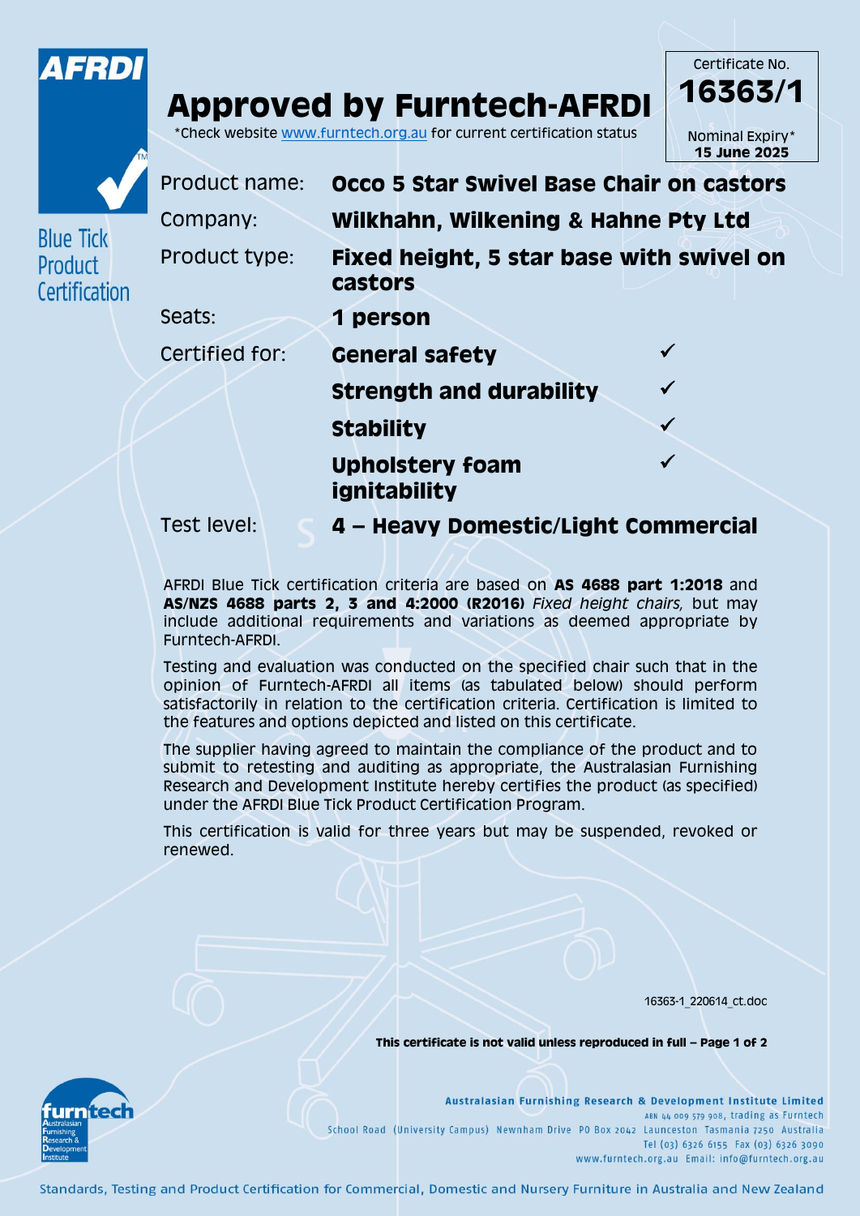AFRDI

Blue Tick Product Certification

# Approved by Furntech-AFRDI

*Check website www.furntech.org.au for current certification status

Certificate No.
**16363/1**

Nominal Expiry*
**15 June 2025**

| | | |
|---|---|---|
| Product name: | **Occo 5 Star Swivel Base Chair on castors** | |
| Company: | **Wilkhahn, Wilkening & Hahne Pty Ltd** | |
| Product type: | **Fixed height, 5 star base with swivel on castors** | |
| Seats: | **1 person** | |
| Certified for: | **General safety** | ✓ |
| | **Strength and durability** | ✓ |
| | **Stability** | ✓ |
| | **Upholstery foam ignitability** | ✓ |
| Test level: | **4 – Heavy Domestic/Light Commercial** | |

AFRDI Blue Tick certification criteria are based on **AS 4688 part 1:2018** and **AS/NZS 4688 parts 2, 3 and 4:2000 (R2016)** *Fixed height chairs,* but may include additional requirements and variations as deemed appropriate by Furntech-AFRDI.

Testing and evaluation was conducted on the specified chair such that in the opinion of Furntech-AFRDI all items (as tabulated below) should perform satisfactorily in relation to the certification criteria. Certification is limited to the features and options depicted and listed on this certificate.

The supplier having agreed to maintain the compliance of the product and to submit to retesting and auditing as appropriate, the Australasian Furnishing Research and Development Institute hereby certifies the product (as specified) under the AFRDI Blue Tick Product Certification Program.

This certification is valid for three years but may be suspended, revoked or renewed.

16363-1_220614_ct.doc

**This certificate is not valid unless reproduced in full**

furntech – Australasian Furnishing Research & Development Institute

**Australasian Furnishing Research & Development Institute Limited**
ABN 44 009 579 908, trading as Furntech
School Road (University Campus) Newnham Drive PO Box 2042 Launceston Tasmania 7250 Australia
Tel (03) 6326 6155 Fax (03) 6326 3090
www.furntech.org.au Email: info@furntech.org.au

Standards, Testing and Product Certification for Commercial, Domestic and Nursery Furniture in Australia and New Zealand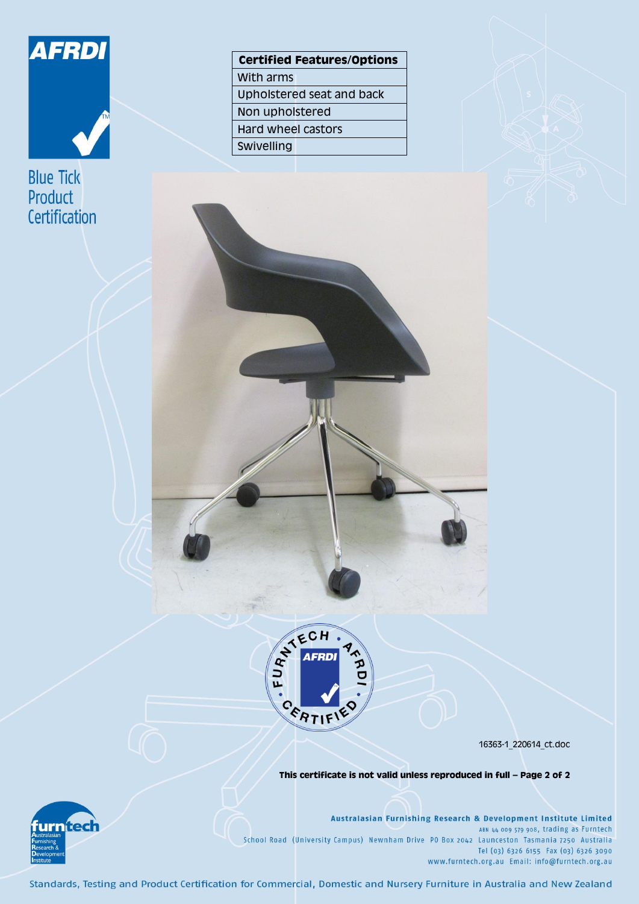AFRDI

Blue Tick Product Certification

| Certified Features/Options |
| --- |
| With arms |
| Upholstered seat and back |
| Non upholstered |
| Hard wheel castors |
| Swivelling |

16363-1_220614_ct.doc

**This certificate is not valid unless reproduced in full – Page 2 of 2**

**Australasian Furnishing Research & Development Institute Limited**
ABN 44 009 579 908, trading as Furntech
School Road (University Campus) Newnham Drive PO Box 2042 Launceston Tasmania 7250 Australia
Tel (03) 6326 6155 Fax (03) 6326 3090
www.furntech.org.au Email: info@furntech.org.au

Standards, Testing and Product Certification for Commercial, Domestic and Nursery Furniture in Australia and New Zealand